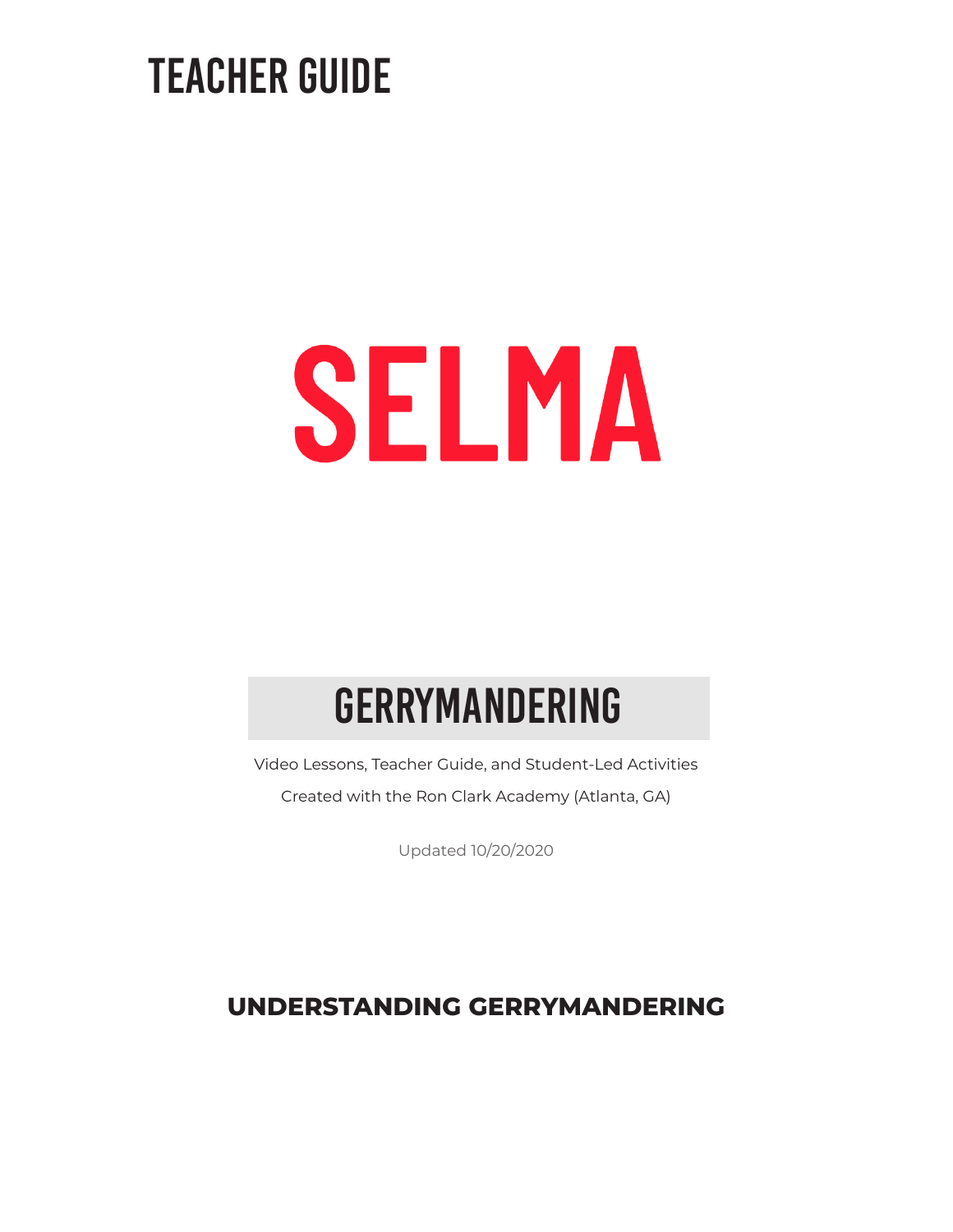# TEACHER GUIDE

# SELMA

## GERRYMANDERING

Video Lessons, Teacher Guide, and Student-Led Activities

Created with the Ron Clark Academy (Atlanta, GA)

Updated 10/20/2020

## UNDERSTANDING GERRYMANDERING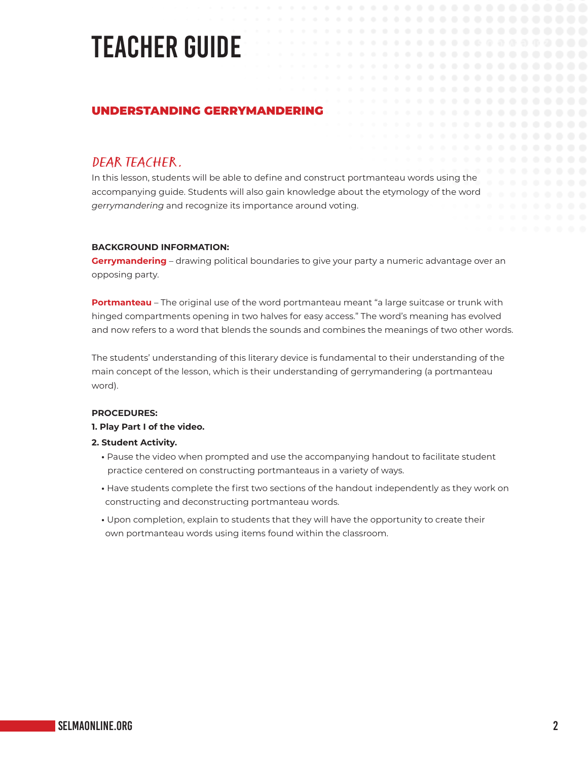# TEACHER GUIDE

## UNDERSTANDING GERRYMANDERING

### DEAR TEACHER,

In this lesson, students will be able to define and construct portmanteau words using the accompanying guide. Students will also gain knowledge about the etymology of the word *gerrymandering* and recognize its importance around voting.

**BACKGROUND INFORMATION:**

**Gerrymandering** – drawing political boundaries to give your party a numeric advantage over an opposing party.

**Portmanteau** – The original use of the word portmanteau meant "a large suitcase or trunk with hinged compartments opening in two halves for easy access." The word's meaning has evolved and now refers to a word that blends the sounds and combines the meanings of two other words.

The students' understanding of this literary device is fundamental to their understanding of the main concept of the lesson, which is their understanding of gerrymandering (a portmanteau word).

**PROCEDURES:**

**1. Play Part I of the video.**

**2. Student Activity.**

- Pause the video when prompted and use the accompanying handout to facilitate student practice centered on constructing portmanteaus in a variety of ways.
- Have students complete the first two sections of the handout independently as they work on constructing and deconstructing portmanteau words.
- Upon completion, explain to students that they will have the opportunity to create their own portmanteau words using items found within the classroom.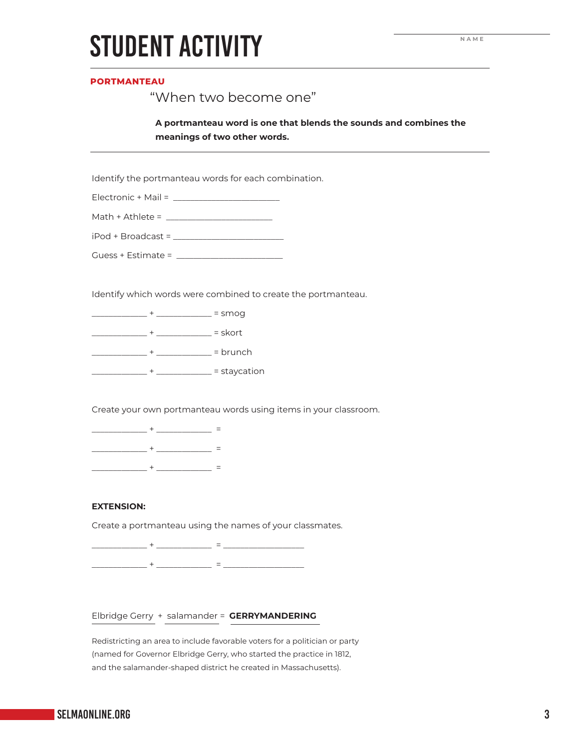# STUDENT ACTIVITY

NAME ____________________

## PORTMANTEAU

"When two become one"

**A portmanteau word is one that blends the sounds and combines the meanings of two other words.**

---

Identify the portmanteau words for each combination.

Electronic + Mail = ________________________

Math + Athlete = ________________________

iPod + Broadcast = ________________________

Guess + Estimate = ________________________

Identify which words were combined to create the portmanteau.

____________ + ____________ = smog

____________ + ____________ = skort

____________ + ____________ = brunch

____________ + ____________ = staycation

Create your own portmanteau words using items in your classroom.

____________ + ____________ =

____________ + ____________ =

____________ + ____________ =

**EXTENSION:**

Create a portmanteau using the names of your classmates.

____________ + ____________ = ____________________

____________ + ____________ = ____________________

Elbridge Gerry + salamander = **GERRYMANDERING**

Redistricting an area to include favorable voters for a politician or party (named for Governor Elbridge Gerry, who started the practice in 1812, and the salamander-shaped district he created in Massachusetts).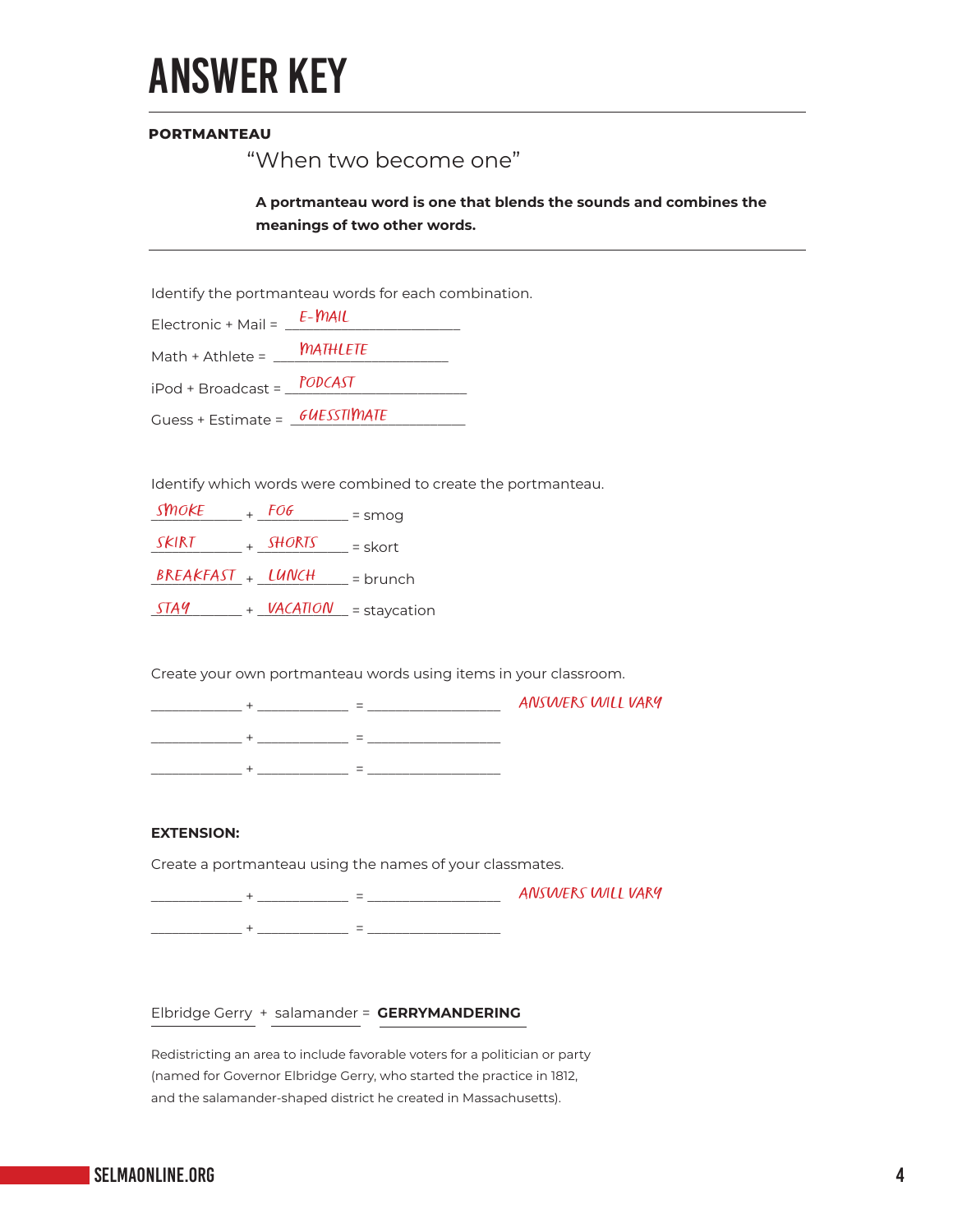# ANSWER KEY

**PORTMANTEAU**

"When two become one"

**A portmanteau word is one that blends the sounds and combines the meanings of two other words.**

Identify the portmanteau words for each combination.

Electronic + Mail = E-MAIL

Math + Athlete = MATHLETE

iPod + Broadcast = PODCAST

Guess + Estimate = GUESSTIMATE

Identify which words were combined to create the portmanteau.

SMOKE + FOG = smog

SKIRT + SHORTS = skort

BREAKFAST + LUNCH = brunch

STAY + VACATION = staycation

Create your own portmanteau words using items in your classroom.

\_\_\_\_\_\_\_\_\_\_ + \_\_\_\_\_\_\_\_\_\_ = \_\_\_\_\_\_\_\_\_\_\_\_\_\_ ANSWERS WILL VARY

\_\_\_\_\_\_\_\_\_\_ + \_\_\_\_\_\_\_\_\_\_ = \_\_\_\_\_\_\_\_\_\_\_\_\_\_

\_\_\_\_\_\_\_\_\_\_ + \_\_\_\_\_\_\_\_\_\_ = \_\_\_\_\_\_\_\_\_\_\_\_\_\_

**EXTENSION:**

Create a portmanteau using the names of your classmates.

\_\_\_\_\_\_\_\_\_\_ + \_\_\_\_\_\_\_\_\_\_ = \_\_\_\_\_\_\_\_\_\_\_\_\_\_ ANSWERS WILL VARY

\_\_\_\_\_\_\_\_\_\_ + \_\_\_\_\_\_\_\_\_\_ = \_\_\_\_\_\_\_\_\_\_\_\_\_\_

Elbridge Gerry + salamander = **GERRYMANDERING**

Redistricting an area to include favorable voters for a politician or party (named for Governor Elbridge Gerry, who started the practice in 1812, and the salamander-shaped district he created in Massachusetts).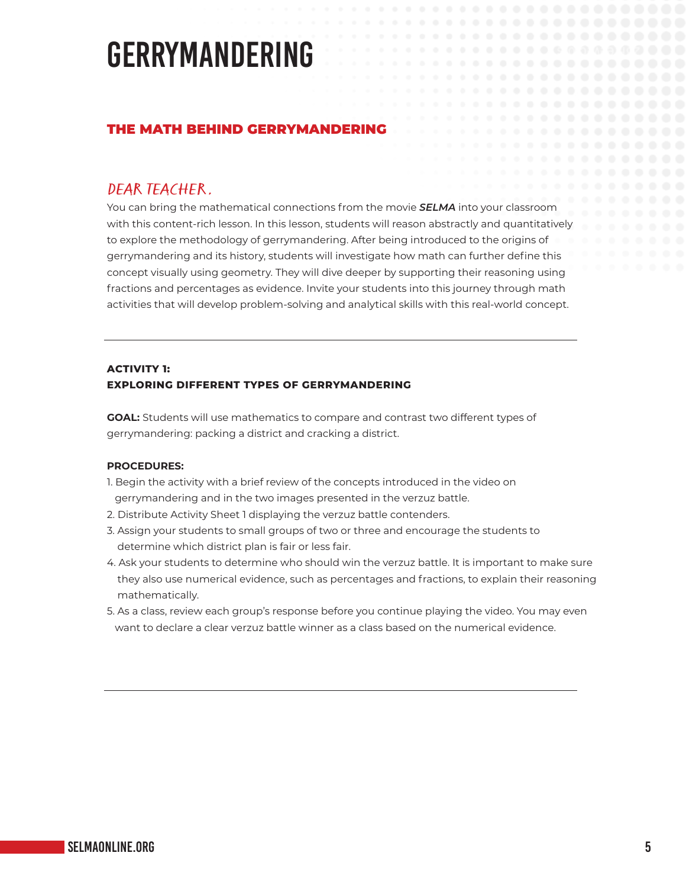# GERRYMANDERING

## THE MATH BEHIND GERRYMANDERING

### DEAR TEACHER,

You can bring the mathematical connections from the movie ***SELMA*** into your classroom with this content-rich lesson. In this lesson, students will reason abstractly and quantitatively to explore the methodology of gerrymandering. After being introduced to the origins of gerrymandering and its history, students will investigate how math can further define this concept visually using geometry. They will dive deeper by supporting their reasoning using fractions and percentages as evidence. Invite your students into this journey through math activities that will develop problem-solving and analytical skills with this real-world concept.

---

**ACTIVITY 1:**
**EXPLORING DIFFERENT TYPES OF GERRYMANDERING**

**GOAL:** Students will use mathematics to compare and contrast two different types of gerrymandering: packing a district and cracking a district.

**PROCEDURES:**

1. Begin the activity with a brief review of the concepts introduced in the video on gerrymandering and in the two images presented in the verzuz battle.
2. Distribute Activity Sheet 1 displaying the verzuz battle contenders.
3. Assign your students to small groups of two or three and encourage the students to determine which district plan is fair or less fair.
4. Ask your students to determine who should win the verzuz battle. It is important to make sure they also use numerical evidence, such as percentages and fractions, to explain their reasoning mathematically.
5. As a class, review each group's response before you continue playing the video. You may even want to declare a clear verzuz battle winner as a class based on the numerical evidence.

---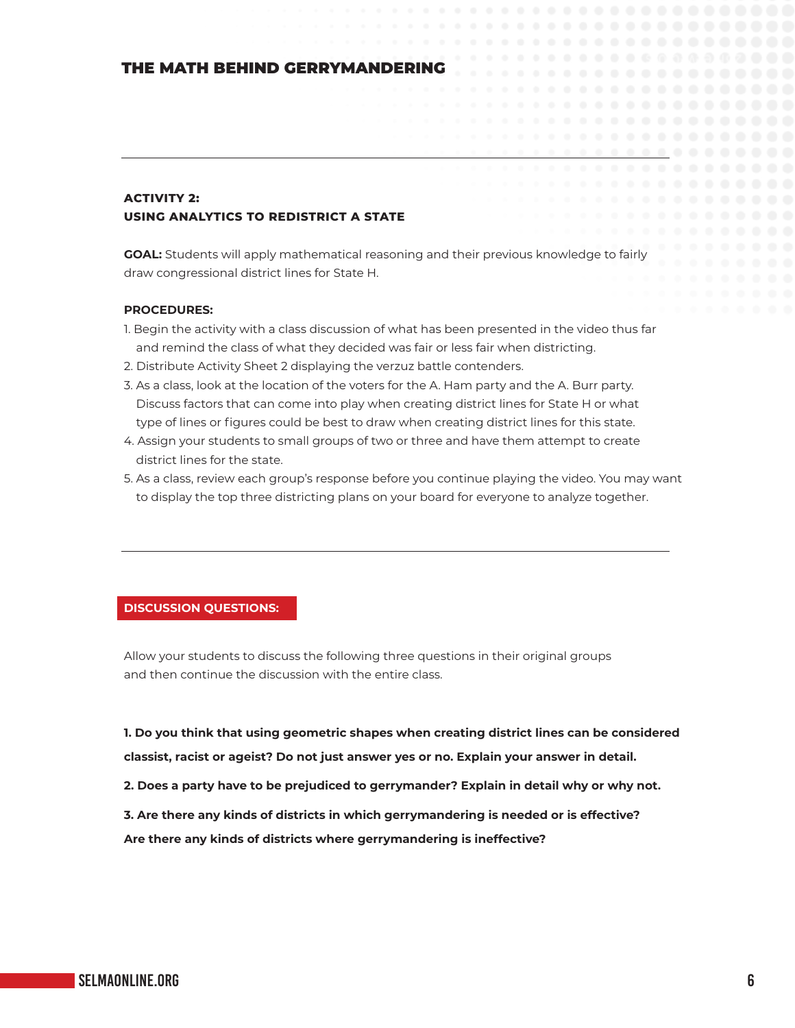# THE MATH BEHIND GERRYMANDERING

---

**ACTIVITY 2:**
**USING ANALYTICS TO REDISTRICT A STATE**

**GOAL:** Students will apply mathematical reasoning and their previous knowledge to fairly draw congressional district lines for State H.

**PROCEDURES:**

1. Begin the activity with a class discussion of what has been presented in the video thus far and remind the class of what they decided was fair or less fair when districting.
2. Distribute Activity Sheet 2 displaying the verzuz battle contenders.
3. As a class, look at the location of the voters for the A. Ham party and the A. Burr party. Discuss factors that can come into play when creating district lines for State H or what type of lines or figures could be best to draw when creating district lines for this state.
4. Assign your students to small groups of two or three and have them attempt to create district lines for the state.
5. As a class, review each group's response before you continue playing the video. You may want to display the top three districting plans on your board for everyone to analyze together.

---

## DISCUSSION QUESTIONS:

Allow your students to discuss the following three questions in their original groups and then continue the discussion with the entire class.

**1. Do you think that using geometric shapes when creating district lines can be considered classist, racist or ageist? Do not just answer yes or no. Explain your answer in detail.**

**2. Does a party have to be prejudiced to gerrymander? Explain in detail why or why not.**

**3. Are there any kinds of districts in which gerrymandering is needed or is effective? Are there any kinds of districts where gerrymandering is ineffective?**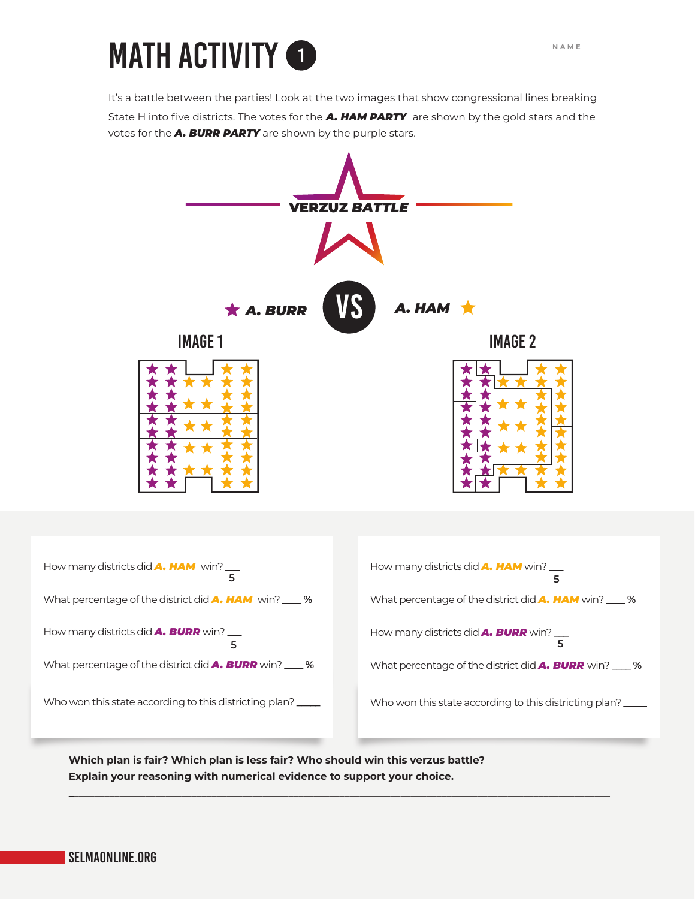# MATH ACTIVITY 1

NAME ________________

It's a battle between the parties! Look at the two images that show congressional lines breaking State H into five districts. The votes for the ***A. HAM PARTY*** are shown by the gold stars and the votes for the ***A. BURR PARTY*** are shown by the purple stars.

VERZUZ BATTLE

***A. BURR*** VS ***A. HAM***

## IMAGE 1

How many districts did ***A. HAM*** win? $\frac{\_\_}{5}$

What percentage of the district did ***A. HAM*** win? ____ %

How many districts did ***A. BURR*** win? $\frac{\_\_}{5}$

What percentage of the district did ***A. BURR*** win? ____ %

Who won this state according to this districting plan? _____

## IMAGE 2

How many districts did ***A. HAM*** win? $\frac{\_\_}{5}$

What percentage of the district did ***A. HAM*** win? ____ %

How many districts did ***A. BURR*** win? $\frac{\_\_}{5}$

What percentage of the district did ***A. BURR*** win? ____ %

Who won this state according to this districting plan? _____

**Which plan is fair? Which plan is less fair? Who should win this verzus battle? Explain your reasoning with numerical evidence to support your choice.**

_______________________________________________________________________________

_______________________________________________________________________________

_______________________________________________________________________________

SELMAONLINE.ORG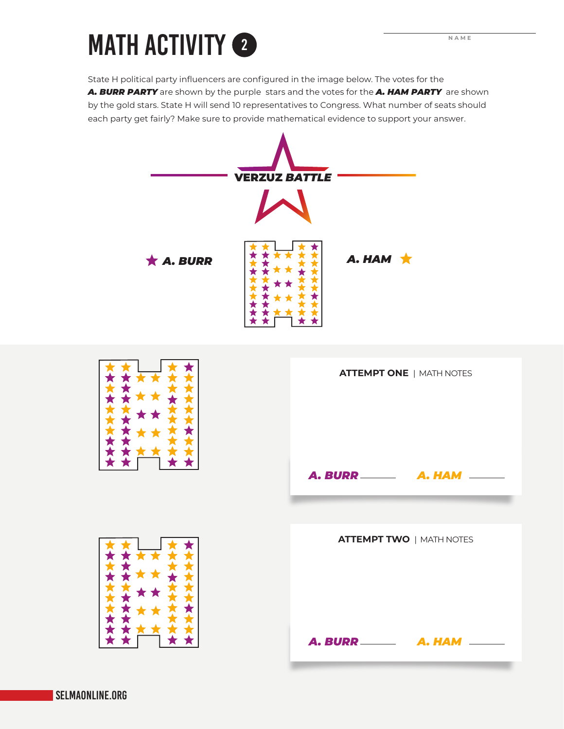# MATH ACTIVITY 2

NAME

State H political party influencers are configured in the image below. The votes for the ***A. BURR PARTY*** are shown by the purple stars and the votes for the ***A. HAM PARTY*** are shown by the gold stars. State H will send 10 representatives to Congress. What number of seats should each party get fairly? Make sure to provide mathematical evidence to support your answer.

**VERZUZ BATTLE**

***A. BURR*** ***A. HAM***

**ATTEMPT ONE** | MATH NOTES

***A. BURR*** ______ ***A. HAM*** ______

**ATTEMPT TWO** | MATH NOTES

***A. BURR*** ______ ***A. HAM*** ______

SELMAONLINE.ORG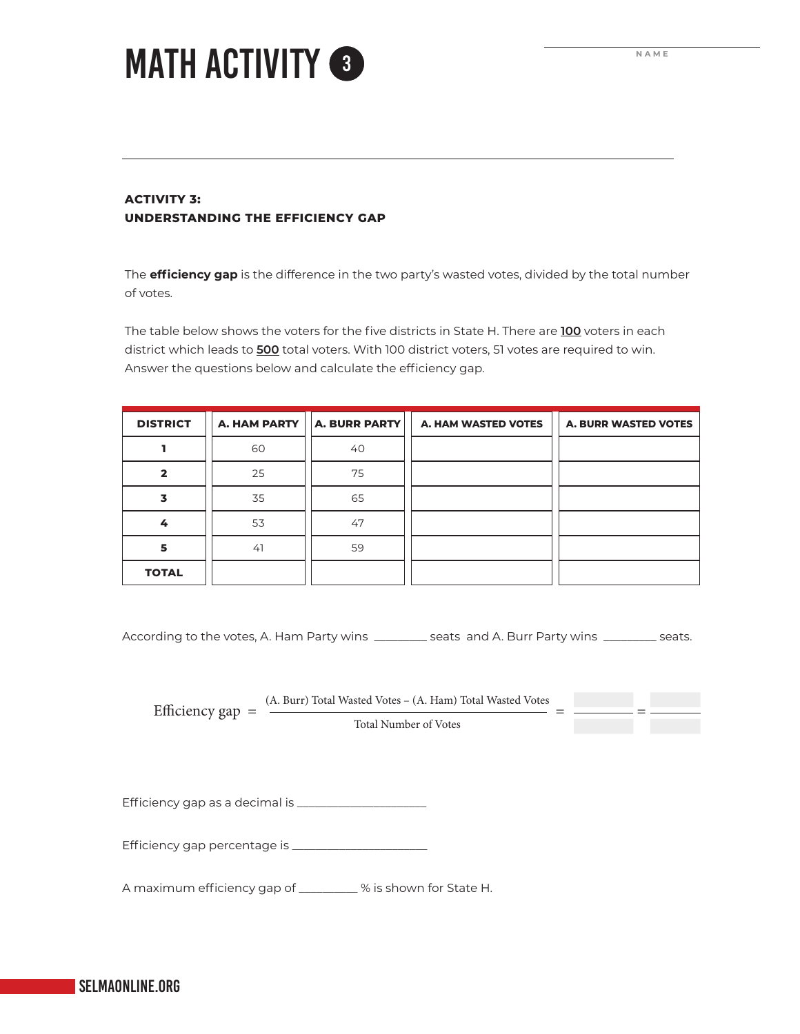# MATH ACTIVITY 3

NAME

**ACTIVITY 3:**
**UNDERSTANDING THE EFFICIENCY GAP**

The **efficiency gap** is the difference in the two party's wasted votes, divided by the total number of votes.

The table below shows the voters for the five districts in State H. There are **100** voters in each district which leads to **500** total voters. With 100 district voters, 51 votes are required to win. Answer the questions below and calculate the efficiency gap.

| DISTRICT | A. HAM PARTY | A. BURR PARTY | A. HAM WASTED VOTES | A. BURR WASTED VOTES |
|---|---|---|---|---|
| **1** | 60 | 40 | | |
| **2** | 25 | 75 | | |
| **3** | 35 | 65 | | |
| **4** | 53 | 47 | | |
| **5** | 41 | 59 | | |
| **TOTAL** | | | | |

According to the votes, A. Ham Party wins ________ seats and A. Burr Party wins ________ seats.

$$\text{Efficiency gap} = \frac{\text{(A. Burr) Total Wasted Votes} - \text{(A. Ham) Total Wasted Votes}}{\text{Total Number of Votes}} = \frac{\quad}{\quad} = \frac{\quad}{\quad}$$

Efficiency gap as a decimal is ____________________

Efficiency gap percentage is ____________________

A maximum efficiency gap of _________ % is shown for State H.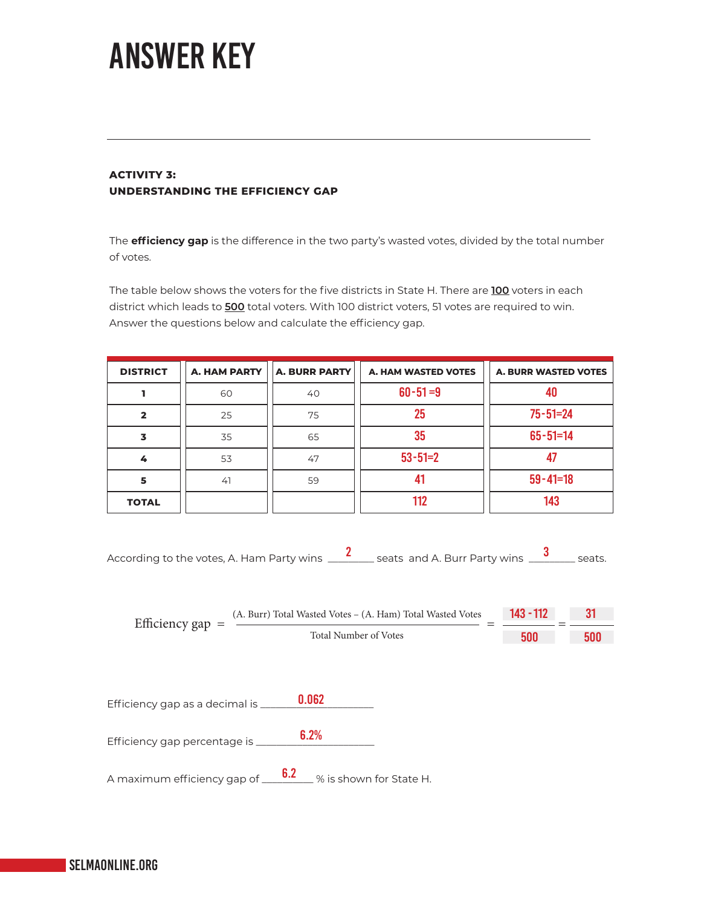# ANSWER KEY

**ACTIVITY 3:**
**UNDERSTANDING THE EFFICIENCY GAP**

The **efficiency gap** is the difference in the two party's wasted votes, divided by the total number of votes.

The table below shows the voters for the five districts in State H. There are **100** voters in each district which leads to **500** total voters. With 100 district voters, 51 votes are required to win. Answer the questions below and calculate the efficiency gap.

| DISTRICT | A. HAM PARTY | A. BURR PARTY | A. HAM WASTED VOTES | A. BURR WASTED VOTES |
|---|---|---|---|---|
| 1 | 60 | 40 | 60-51 =9 | 40 |
| 2 | 25 | 75 | 25 | 75-51=24 |
| 3 | 35 | 65 | 35 | 65-51=14 |
| 4 | 53 | 47 | 53-51=2 | 47 |
| 5 | 41 | 59 | 41 | 59-41=18 |
| TOTAL | | | 112 | 143 |

According to the votes, A. Ham Party wins __2__ seats and A. Burr Party wins __3__ seats.

$$\text{Efficiency gap} = \frac{\text{(A. Burr) Total Wasted Votes} - \text{(A. Ham) Total Wasted Votes}}{\text{Total Number of Votes}} = \frac{143 - 112}{500} = \frac{31}{500}$$

Efficiency gap as a decimal is __0.062__

Efficiency gap percentage is __6.2%__

A maximum efficiency gap of __6.2__ % is shown for State H.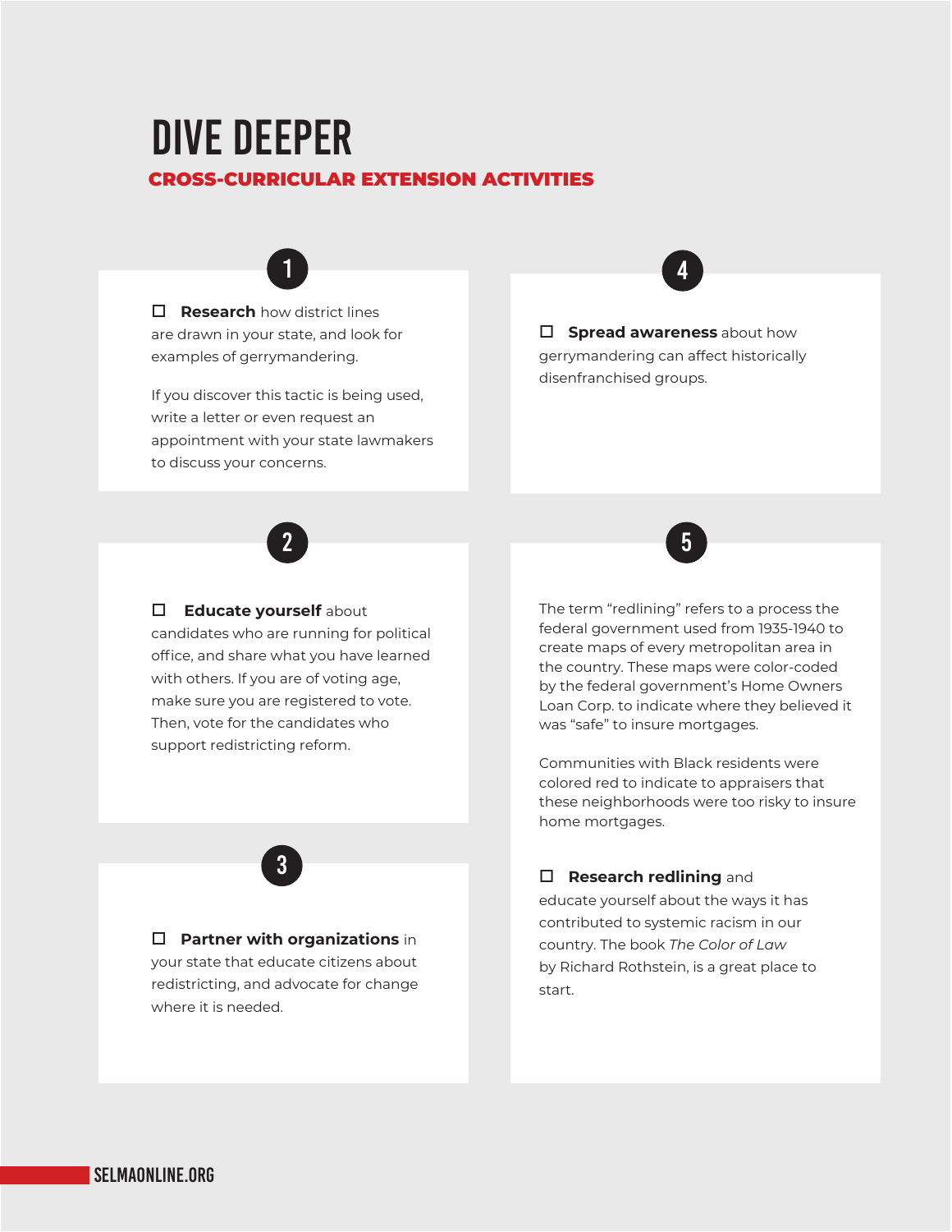# DIVE DEEPER

## CROSS-CURRICULAR EXTENSION ACTIVITIES

**1**

☐ **Research** how district lines are drawn in your state, and look for examples of gerrymandering.

If you discover this tactic is being used, write a letter or even request an appointment with your state lawmakers to discuss your concerns.

**2**

☐ **Educate yourself** about candidates who are running for political office, and share what you have learned with others. If you are of voting age, make sure you are registered to vote. Then, vote for the candidates who support redistricting reform.

**3**

☐ **Partner with organizations** in your state that educate citizens about redistricting, and advocate for change where it is needed.

**4**

☐ **Spread awareness** about how gerrymandering can affect historically disenfranchised groups.

**5**

The term "redlining" refers to a process the federal government used from 1935-1940 to create maps of every metropolitan area in the country. These maps were color-coded by the federal government's Home Owners Loan Corp. to indicate where they believed it was "safe" to insure mortgages.

Communities with Black residents were colored red to indicate to appraisers that these neighborhoods were too risky to insure home mortgages.

☐ **Research redlining** and educate yourself about the ways it has contributed to systemic racism in our country. The book *The Color of Law* by Richard Rothstein, is a great place to start.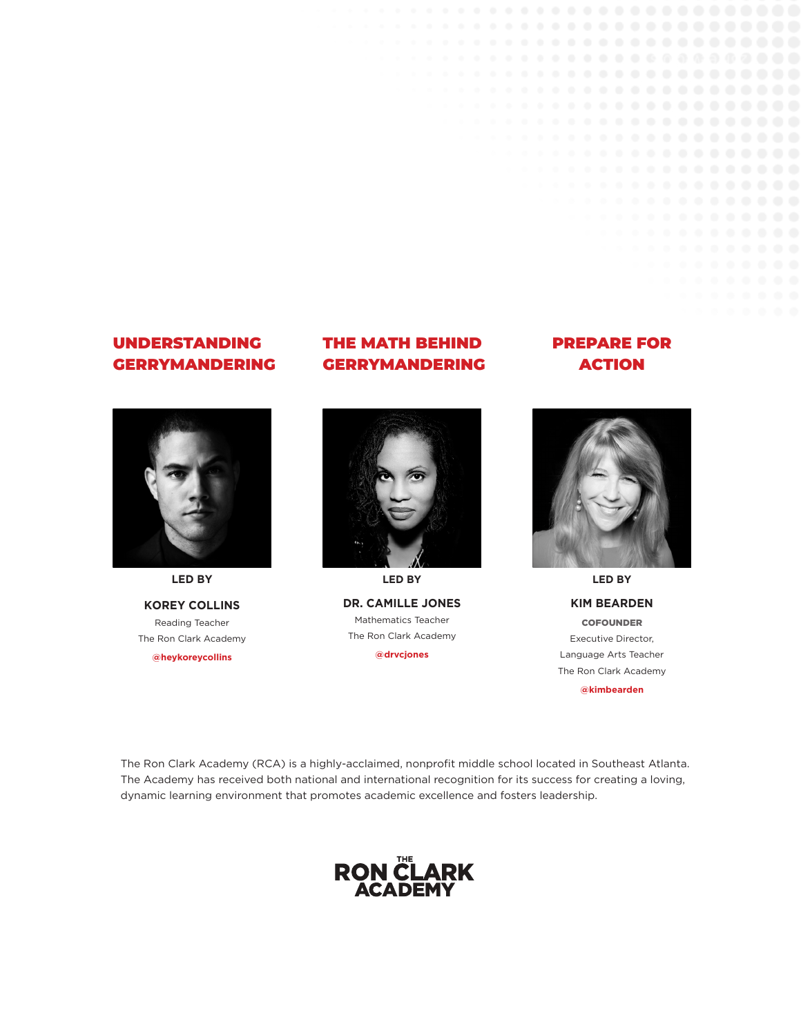## UNDERSTANDING GERRYMANDERING

**LED BY**

**KOREY COLLINS**

Reading Teacher

The Ron Clark Academy

**@heykoreycollins**

## THE MATH BEHIND GERRYMANDERING

**LED BY**

**DR. CAMILLE JONES**

Mathematics Teacher

The Ron Clark Academy

**@drvcjones**

## PREPARE FOR ACTION

**LED BY**

**KIM BEARDEN**

**COFOUNDER**

Executive Director,

Language Arts Teacher

The Ron Clark Academy

**@kimbearden**

The Ron Clark Academy (RCA) is a highly-acclaimed, nonprofit middle school located in Southeast Atlanta. The Academy has received both national and international recognition for its success for creating a loving, dynamic learning environment that promotes academic excellence and fosters leadership.

THE RON CLARK ACADEMY